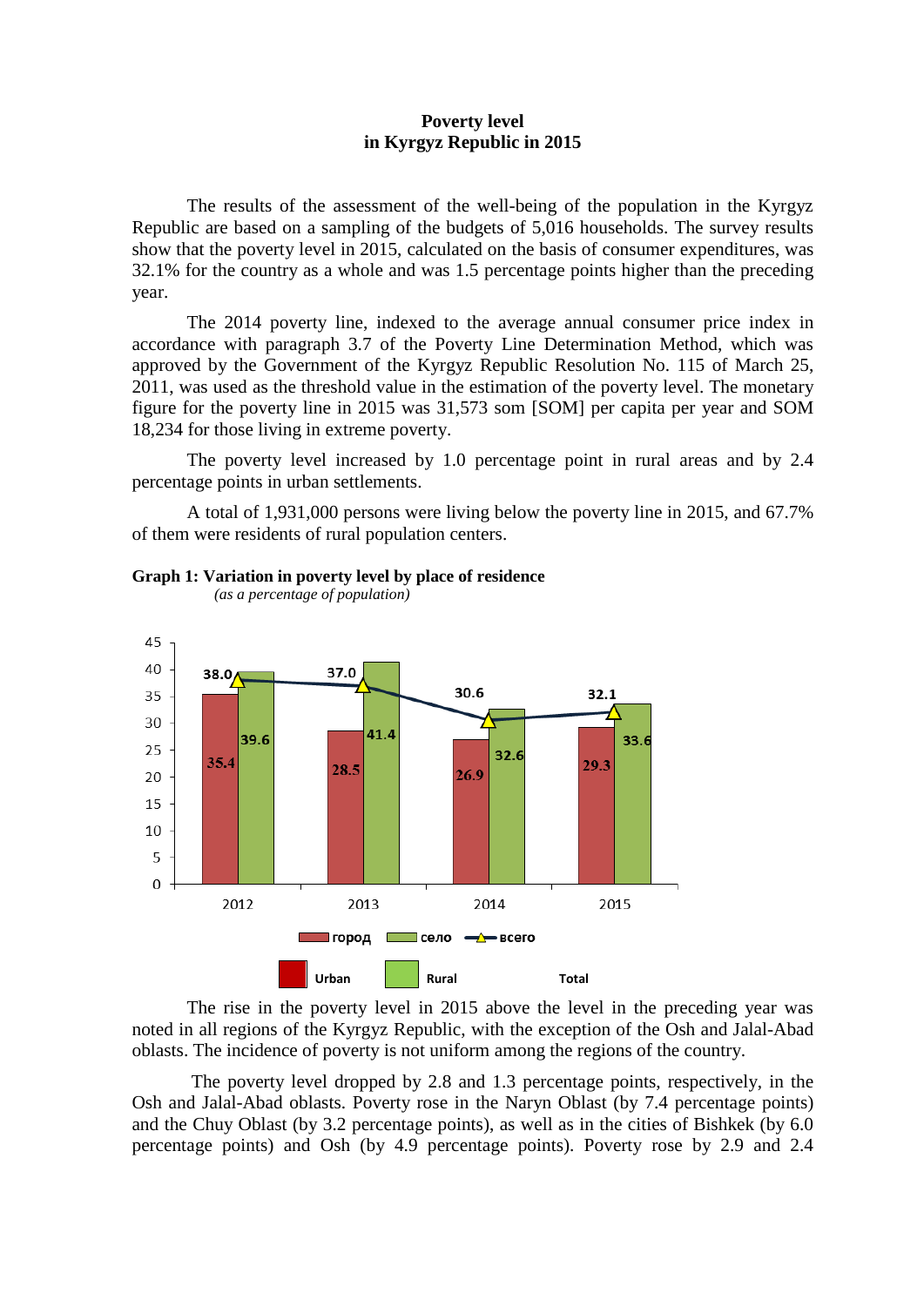# Poverty level in Kyrgyz Republic in 2015

The results of the assessment of the well-being of the population in the Kyrgyz Republic are based on a sampling of the budgets of 5,016 households. The survey results show that the poverty level in 2015, calculated on the basis of consumer expenditures, was 32.1% for the country as a whole and was 1.5 percentage points higher than the preceding year.

The 2014 poverty line, indexed to the average annual consumer price index in accordance with paragraph 3.7 of the Poverty Line Determination Method, which was approved by the Government of the Kyrgyz Republic Resolution No. 115 of March 25, 2011, was used as the threshold value in the estimation of the poverty level. The monetary figure for the poverty line in 2015 was 31,573 som [SOM] per capita per year and SOM 18,234 for those living in extreme poverty.

The poverty level increased by 1.0 percentage point in rural areas and by 2.4 percentage points in urban settlements.

A total of 1,931,000 persons were living below the poverty line in 2015, and 67.7% of them were residents of rural population centers.

**Graph 1: Variation in poverty level by place of residence**

*(as a percentage of population)*

| Year | Urban (город) | Rural (село) | Total (всего) |
|---|---|---|---|
| 2012 | 35.4 | 39.6 | 38.0 |
| 2013 | 28.5 | 41.4 | 37.0 |
| 2014 | 26.9 | 32.6 | 30.6 |
| 2015 | 29.3 | 33.6 | 32.1 |

The rise in the poverty level in 2015 above the level in the preceding year was noted in all regions of the Kyrgyz Republic, with the exception of the Osh and Jalal-Abad oblasts. The incidence of poverty is not uniform among the regions of the country.

The poverty level dropped by 2.8 and 1.3 percentage points, respectively, in the Osh and Jalal-Abad oblasts. Poverty rose in the Naryn Oblast (by 7.4 percentage points) and the Chuy Oblast (by 3.2 percentage points), as well as in the cities of Bishkek (by 6.0 percentage points) and Osh (by 4.9 percentage points). Poverty rose by 2.9 and 2.4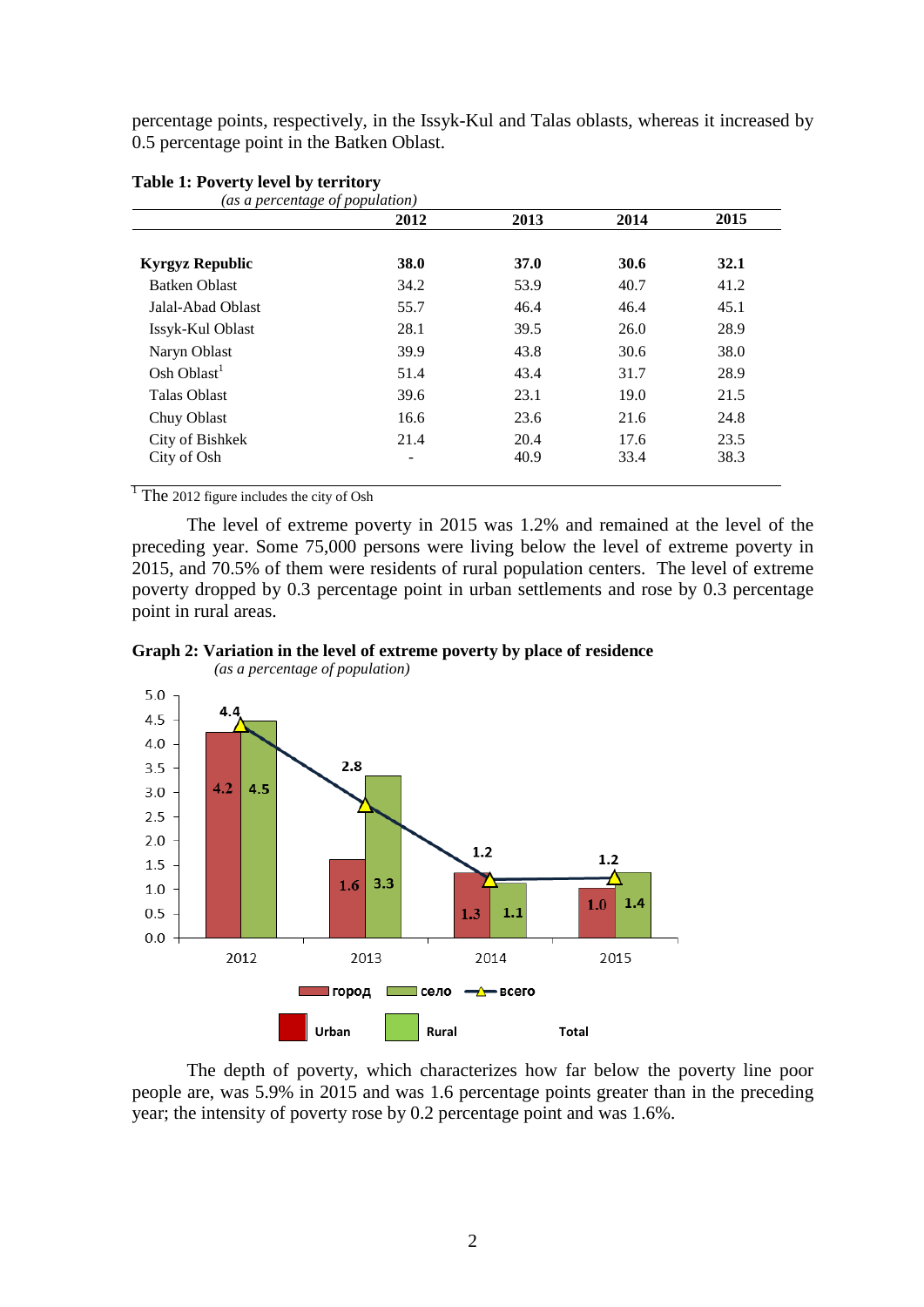percentage points, respectively, in the Issyk-Kul and Talas oblasts, whereas it increased by 0.5 percentage point in the Batken Oblast.

**Table 1: Poverty level by territory**

*(as a percentage of population)*

| | 2012 | 2013 | 2014 | 2015 |
|---|---|---|---|---|
| **Kyrgyz Republic** | **38.0** | **37.0** | **30.6** | **32.1** |
| Batken Oblast | 34.2 | 53.9 | 40.7 | 41.2 |
| Jalal-Abad Oblast | 55.7 | 46.4 | 46.4 | 45.1 |
| Issyk-Kul Oblast | 28.1 | 39.5 | 26.0 | 28.9 |
| Naryn Oblast | 39.9 | 43.8 | 30.6 | 38.0 |
| Osh Oblast[1] | 51.4 | 43.4 | 31.7 | 28.9 |
| Talas Oblast | 39.6 | 23.1 | 19.0 | 21.5 |
| Chuy Oblast | 16.6 | 23.6 | 21.6 | 24.8 |
| City of Bishkek | 21.4 | 20.4 | 17.6 | 23.5 |
| City of Osh | - | 40.9 | 33.4 | 38.3 |

[1] The 2012 figure includes the city of Osh

The level of extreme poverty in 2015 was 1.2% and remained at the level of the preceding year. Some 75,000 persons were living below the level of extreme poverty in 2015, and 70.5% of them were residents of rural population centers. The level of extreme poverty dropped by 0.3 percentage point in urban settlements and rose by 0.3 percentage point in rural areas.

**Graph 2: Variation in the level of extreme poverty by place of residence**

*(as a percentage of population)*

| | 2012 | 2013 | 2014 | 2015 |
|---|---|---|---|---|
| Urban (город) | 4.2 | 1.6 | 1.3 | 1.0 |
| Rural (село) | 4.5 | 3.3 | 1.1 | 1.4 |
| Total (всего) | 4.4 | 2.8 | 1.2 | 1.2 |

The depth of poverty, which characterizes how far below the poverty line poor people are, was 5.9% in 2015 and was 1.6 percentage points greater than in the preceding year; the intensity of poverty rose by 0.2 percentage point and was 1.6%.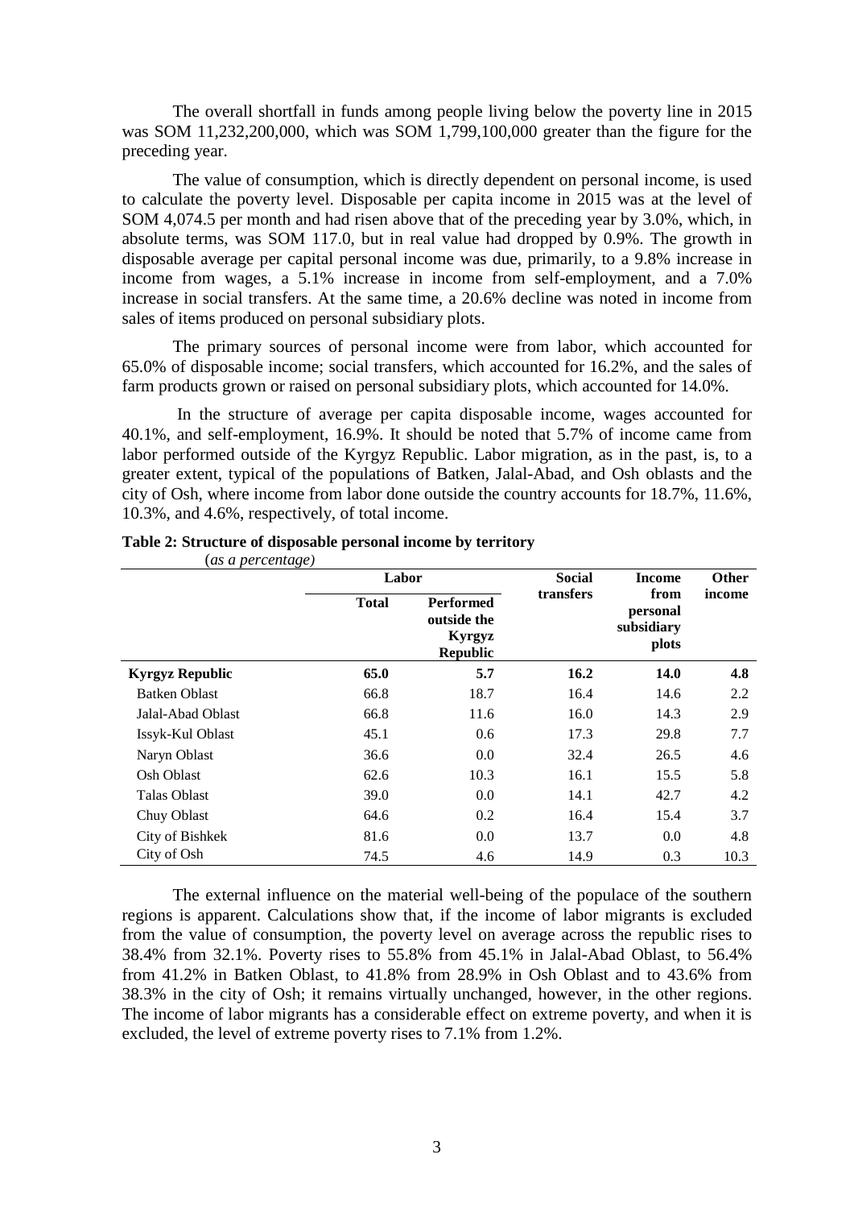The overall shortfall in funds among people living below the poverty line in 2015 was SOM 11,232,200,000, which was SOM 1,799,100,000 greater than the figure for the preceding year.

The value of consumption, which is directly dependent on personal income, is used to calculate the poverty level. Disposable per capita income in 2015 was at the level of SOM 4,074.5 per month and had risen above that of the preceding year by 3.0%, which, in absolute terms, was SOM 117.0, but in real value had dropped by 0.9%. The growth in disposable average per capital personal income was due, primarily, to a 9.8% increase in income from wages, a 5.1% increase in income from self-employment, and a 7.0% increase in social transfers. At the same time, a 20.6% decline was noted in income from sales of items produced on personal subsidiary plots.

The primary sources of personal income were from labor, which accounted for 65.0% of disposable income; social transfers, which accounted for 16.2%, and the sales of farm products grown or raised on personal subsidiary plots, which accounted for 14.0%.

In the structure of average per capita disposable income, wages accounted for 40.1%, and self-employment, 16.9%. It should be noted that 5.7% of income came from labor performed outside of the Kyrgyz Republic. Labor migration, as in the past, is, to a greater extent, typical of the populations of Batken, Jalal-Abad, and Osh oblasts and the city of Osh, where income from labor done outside the country accounts for 18.7%, 11.6%, 10.3%, and 4.6%, respectively, of total income.

**Table 2: Structure of disposable personal income by territory**
(*as a percentage*)

| | Labor | | Social transfers | Income from personal subsidiary plots | Other income |
|---|---|---|---|---|---|
| | **Total** | **Performed outside the Kyrgyz Republic** | | | |
| **Kyrgyz Republic** | **65.0** | **5.7** | **16.2** | **14.0** | **4.8** |
| Batken Oblast | 66.8 | 18.7 | 16.4 | 14.6 | 2.2 |
| Jalal-Abad Oblast | 66.8 | 11.6 | 16.0 | 14.3 | 2.9 |
| Issyk-Kul Oblast | 45.1 | 0.6 | 17.3 | 29.8 | 7.7 |
| Naryn Oblast | 36.6 | 0.0 | 32.4 | 26.5 | 4.6 |
| Osh Oblast | 62.6 | 10.3 | 16.1 | 15.5 | 5.8 |
| Talas Oblast | 39.0 | 0.0 | 14.1 | 42.7 | 4.2 |
| Chuy Oblast | 64.6 | 0.2 | 16.4 | 15.4 | 3.7 |
| City of Bishkek | 81.6 | 0.0 | 13.7 | 0.0 | 4.8 |
| City of Osh | 74.5 | 4.6 | 14.9 | 0.3 | 10.3 |

The external influence on the material well-being of the populace of the southern regions is apparent. Calculations show that, if the income of labor migrants is excluded from the value of consumption, the poverty level on average across the republic rises to 38.4% from 32.1%. Poverty rises to 55.8% from 45.1% in Jalal-Abad Oblast, to 56.4% from 41.2% in Batken Oblast, to 41.8% from 28.9% in Osh Oblast and to 43.6% from 38.3% in the city of Osh; it remains virtually unchanged, however, in the other regions. The income of labor migrants has a considerable effect on extreme poverty, and when it is excluded, the level of extreme poverty rises to 7.1% from 1.2%.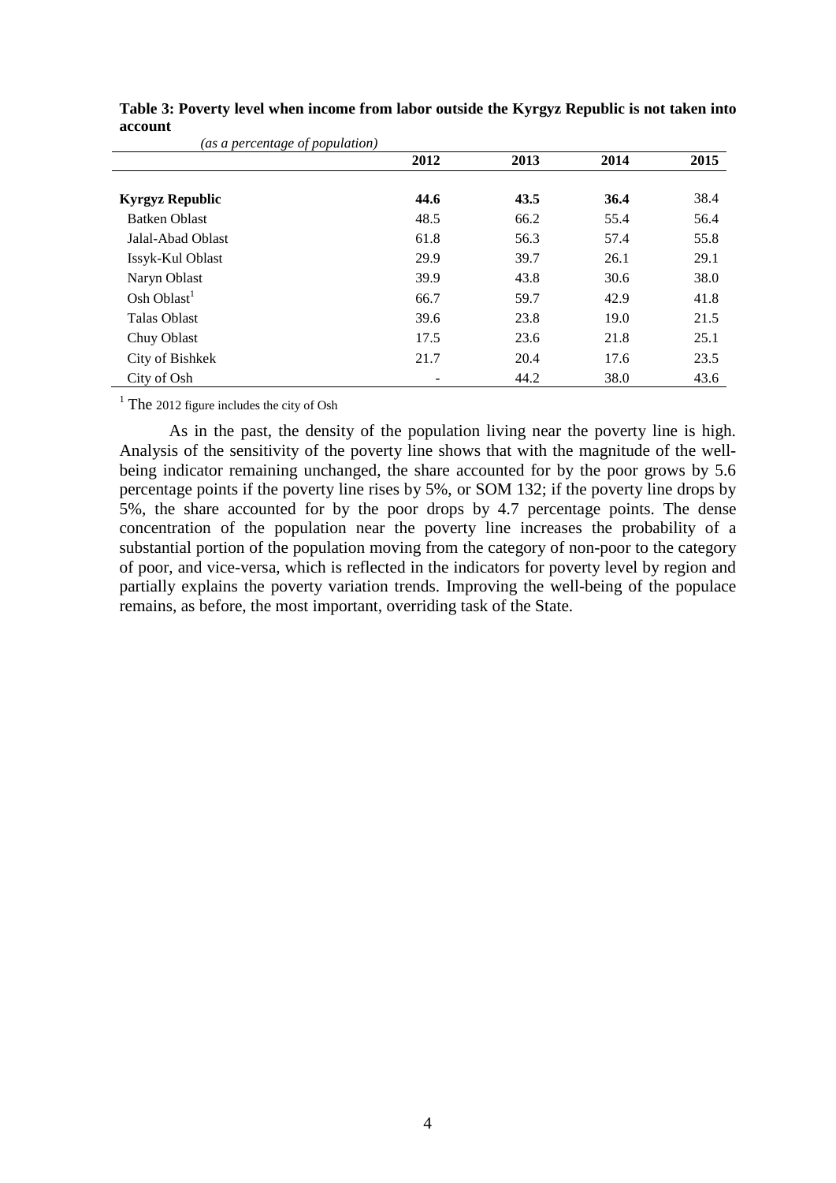**Table 3: Poverty level when income from labor outside the Kyrgyz Republic is not taken into account**

*(as a percentage of population)*

| | 2012 | 2013 | 2014 | 2015 |
|---|---|---|---|---|
| **Kyrgyz Republic** | **44.6** | **43.5** | **36.4** | 38.4 |
| Batken Oblast | 48.5 | 66.2 | 55.4 | 56.4 |
| Jalal-Abad Oblast | 61.8 | 56.3 | 57.4 | 55.8 |
| Issyk-Kul Oblast | 29.9 | 39.7 | 26.1 | 29.1 |
| Naryn Oblast | 39.9 | 43.8 | 30.6 | 38.0 |
| Osh Oblast[1] | 66.7 | 59.7 | 42.9 | 41.8 |
| Talas Oblast | 39.6 | 23.8 | 19.0 | 21.5 |
| Chuy Oblast | 17.5 | 23.6 | 21.8 | 25.1 |
| City of Bishkek | 21.7 | 20.4 | 17.6 | 23.5 |
| City of Osh | - | 44.2 | 38.0 | 43.6 |

[1] The 2012 figure includes the city of Osh

As in the past, the density of the population living near the poverty line is high. Analysis of the sensitivity of the poverty line shows that with the magnitude of the well-being indicator remaining unchanged, the share accounted for by the poor grows by 5.6 percentage points if the poverty line rises by 5%, or SOM 132; if the poverty line drops by 5%, the share accounted for by the poor drops by 4.7 percentage points. The dense concentration of the population near the poverty line increases the probability of a substantial portion of the population moving from the category of non-poor to the category of poor, and vice-versa, which is reflected in the indicators for poverty level by region and partially explains the poverty variation trends. Improving the well-being of the populace remains, as before, the most important, overriding task of the State.